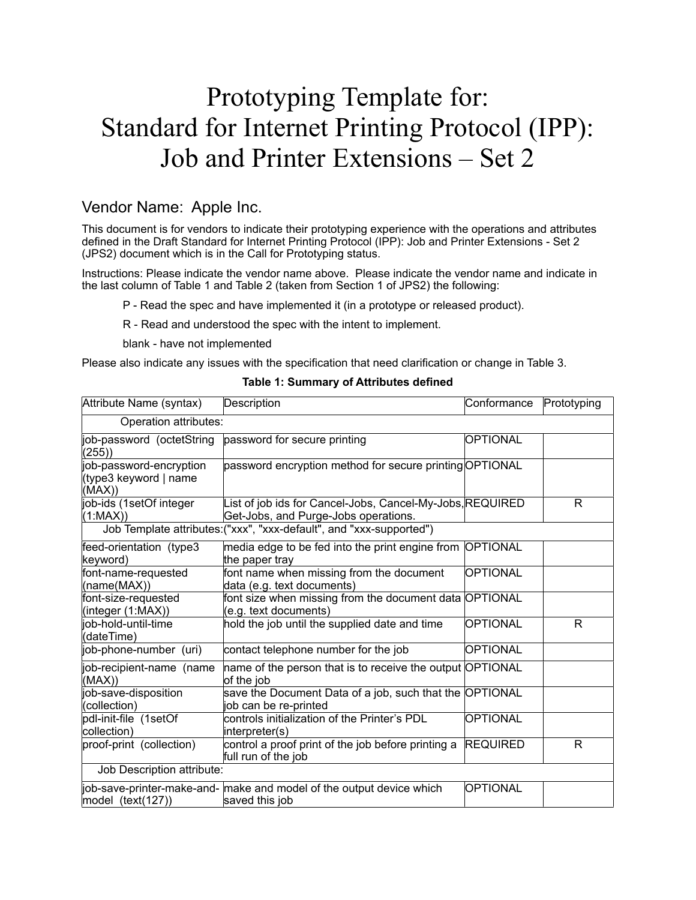# Prototyping Template for: Standard for Internet Printing Protocol (IPP): Job and Printer Extensions – Set 2

## Vendor Name: Apple Inc.

This document is for vendors to indicate their prototyping experience with the operations and attributes defined in the Draft Standard for Internet Printing Protocol (IPP): Job and Printer Extensions - Set 2 (JPS2) document which is in the Call for Prototyping status.

Instructions: Please indicate the vendor name above. Please indicate the vendor name and indicate in the last column of Table 1 and Table 2 (taken from Section 1 of JPS2) the following:

P - Read the spec and have implemented it (in a prototype or released product).

R - Read and understood the spec with the intent to implement.

blank - have not implemented

Please also indicate any issues with the specification that need clarification or change in Table 3.

**Table 1: Summary of Attributes defined**

| Attribute Name (syntax) | Description | Conformance | Prototyping |
|---|---|---|---|
| Operation attributes: | | | |
| job-password (octetString (255)) | password for secure printing | OPTIONAL | |
| job-password-encryption (type3 keyword \| name (MAX)) | password encryption method for secure printing | OPTIONAL | |
| job-ids (1setOf integer (1:MAX)) | List of job ids for Cancel-Jobs, Cancel-My-Jobs, Get-Jobs, and Purge-Jobs operations. | REQUIRED | R |
| Job Template attributes:("xxx", "xxx-default", and "xxx-supported") | | | |
| feed-orientation (type3 keyword) | media edge to be fed into the print engine from the paper tray | OPTIONAL | |
| font-name-requested (name(MAX)) | font name when missing from the document data (e.g. text documents) | OPTIONAL | |
| font-size-requested (integer (1:MAX)) | font size when missing from the document data (e.g. text documents) | OPTIONAL | |
| job-hold-until-time (dateTime) | hold the job until the supplied date and time | OPTIONAL | R |
| job-phone-number (uri) | contact telephone number for the job | OPTIONAL | |
| job-recipient-name (name (MAX)) | name of the person that is to receive the output of the job | OPTIONAL | |
| job-save-disposition (collection) | save the Document Data of a job, such that the job can be re-printed | OPTIONAL | |
| pdl-init-file (1setOf collection) | controls initialization of the Printer's PDL interpreter(s) | OPTIONAL | |
| proof-print (collection) | control a proof print of the job before printing a full run of the job | REQUIRED | R |
| Job Description attribute: | | | |
| job-save-printer-make-and-model (text(127)) | make and model of the output device which saved this job | OPTIONAL | |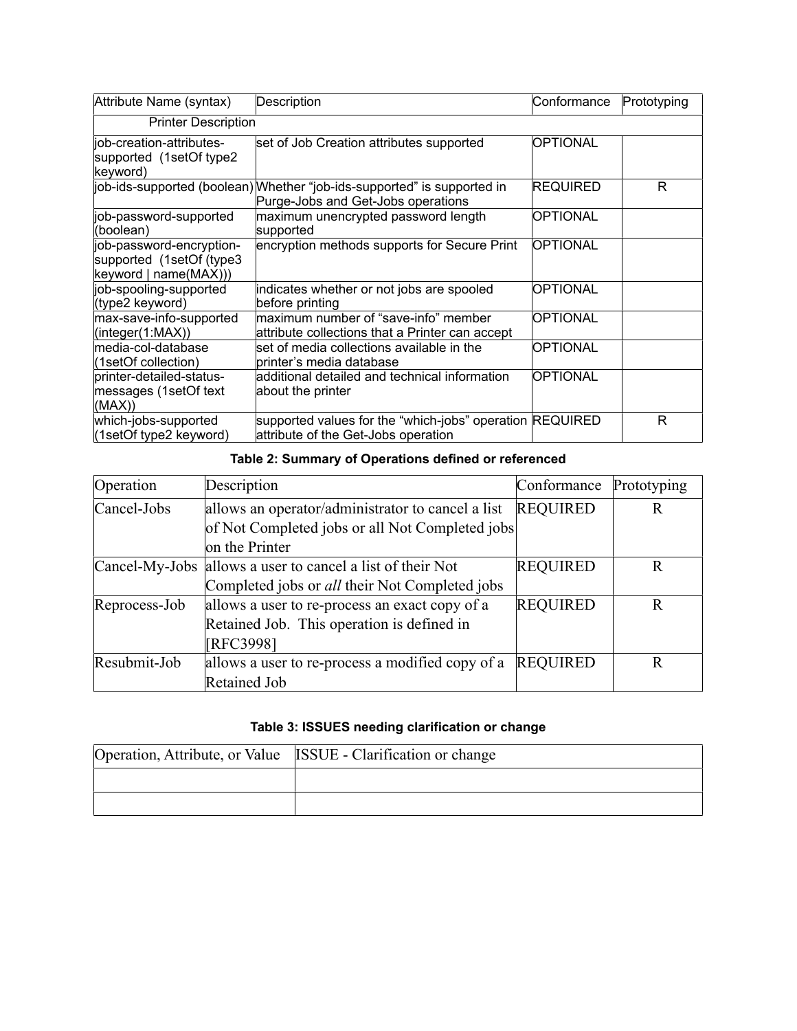| Attribute Name (syntax) | Description | Conformance | Prototyping |
|---|---|---|---|
| Printer Description | | | |
| job-creation-attributes-supported (1setOf type2 keyword) | set of Job Creation attributes supported | OPTIONAL | |
| job-ids-supported (boolean) | Whether "job-ids-supported" is supported in Purge-Jobs and Get-Jobs operations | REQUIRED | R |
| job-password-supported (boolean) | maximum unencrypted password length supported | OPTIONAL | |
| job-password-encryption-supported (1setOf (type3 keyword \| name(MAX))) | encryption methods supports for Secure Print | OPTIONAL | |
| job-spooling-supported (type2 keyword) | indicates whether or not jobs are spooled before printing | OPTIONAL | |
| max-save-info-supported (integer(1:MAX)) | maximum number of "save-info" member attribute collections that a Printer can accept | OPTIONAL | |
| media-col-database (1setOf collection) | set of media collections available in the printer's media database | OPTIONAL | |
| printer-detailed-status-messages (1setOf text (MAX)) | additional detailed and technical information about the printer | OPTIONAL | |
| which-jobs-supported (1setOf type2 keyword) | supported values for the "which-jobs" operation attribute of the Get-Jobs operation | REQUIRED | R |

**Table 2: Summary of Operations defined or referenced**

| Operation | Description | Conformance | Prototyping |
|---|---|---|---|
| Cancel-Jobs | allows an operator/administrator to cancel a list of Not Completed jobs or all Not Completed jobs on the Printer | REQUIRED | R |
| Cancel-My-Jobs | allows a user to cancel a list of their Not Completed jobs or *all* their Not Completed jobs | REQUIRED | R |
| Reprocess-Job | allows a user to re-process an exact copy of a Retained Job. This operation is defined in [RFC3998] | REQUIRED | R |
| Resubmit-Job | allows a user to re-process a modified copy of a Retained Job | REQUIRED | R |

**Table 3: ISSUES needing clarification or change**

| Operation, Attribute, or Value | ISSUE - Clarification or change |
|---|---|
| | |
| | |